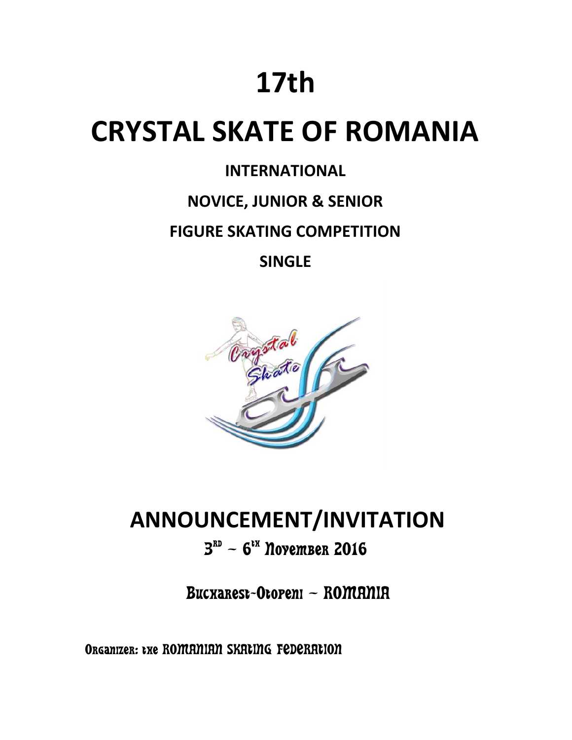# 17th

# CRYSTAL SKATE OF ROMANIA

**INTERNATIONAL**

**NOVICE, JUNIOR & SENIOR**

**FIGURE SKATING COMPETITION**

**SINGLE**

## ANNOUNCEMENT/INVITATION

3rd – 6th November 2016

Bucharest-Otopeni – ROMANIA

Organizer: the ROMANIAN SKATING FEDERATION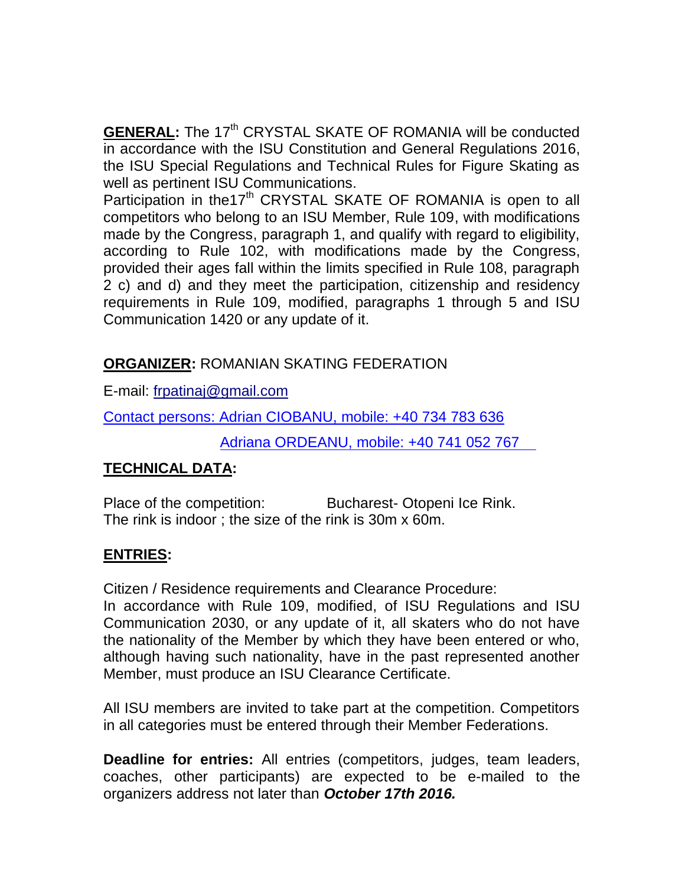**<u>GENERAL</u>:** The 17th CRYSTAL SKATE OF ROMANIA will be conducted in accordance with the ISU Constitution and General Regulations 2016, the ISU Special Regulations and Technical Rules for Figure Skating as well as pertinent ISU Communications.

Participation in the17th CRYSTAL SKATE OF ROMANIA is open to all competitors who belong to an ISU Member, Rule 109, with modifications made by the Congress, paragraph 1, and qualify with regard to eligibility, according to Rule 102, with modifications made by the Congress, provided their ages fall within the limits specified in Rule 108, paragraph 2 c) and d) and they meet the participation, citizenship and residency requirements in Rule 109, modified, paragraphs 1 through 5 and ISU Communication 1420 or any update of it.

**<u>ORGANIZER</u>:** ROMANIAN SKATING FEDERATION

E-mail: frpatinaj@gmail.com

Contact persons: Adrian CIOBANU, mobile: +40 734 783 636

Adriana ORDEANU, mobile: +40 741 052 767

**<u>TECHNICAL DATA</u>:**

Place of the competition: Bucharest- Otopeni Ice Rink.
The rink is indoor ; the size of the rink is 30m x 60m.

**<u>ENTRIES</u>:**

Citizen / Residence requirements and Clearance Procedure:
In accordance with Rule 109, modified, of ISU Regulations and ISU Communication 2030, or any update of it, all skaters who do not have the nationality of the Member by which they have been entered or who, although having such nationality, have in the past represented another Member, must produce an ISU Clearance Certificate.

All ISU members are invited to take part at the competition. Competitors in all categories must be entered through their Member Federations.

**Deadline for entries:** All entries (competitors, judges, team leaders, coaches, other participants) are expected to be e-mailed to the organizers address not later than ***October 17th 2016.***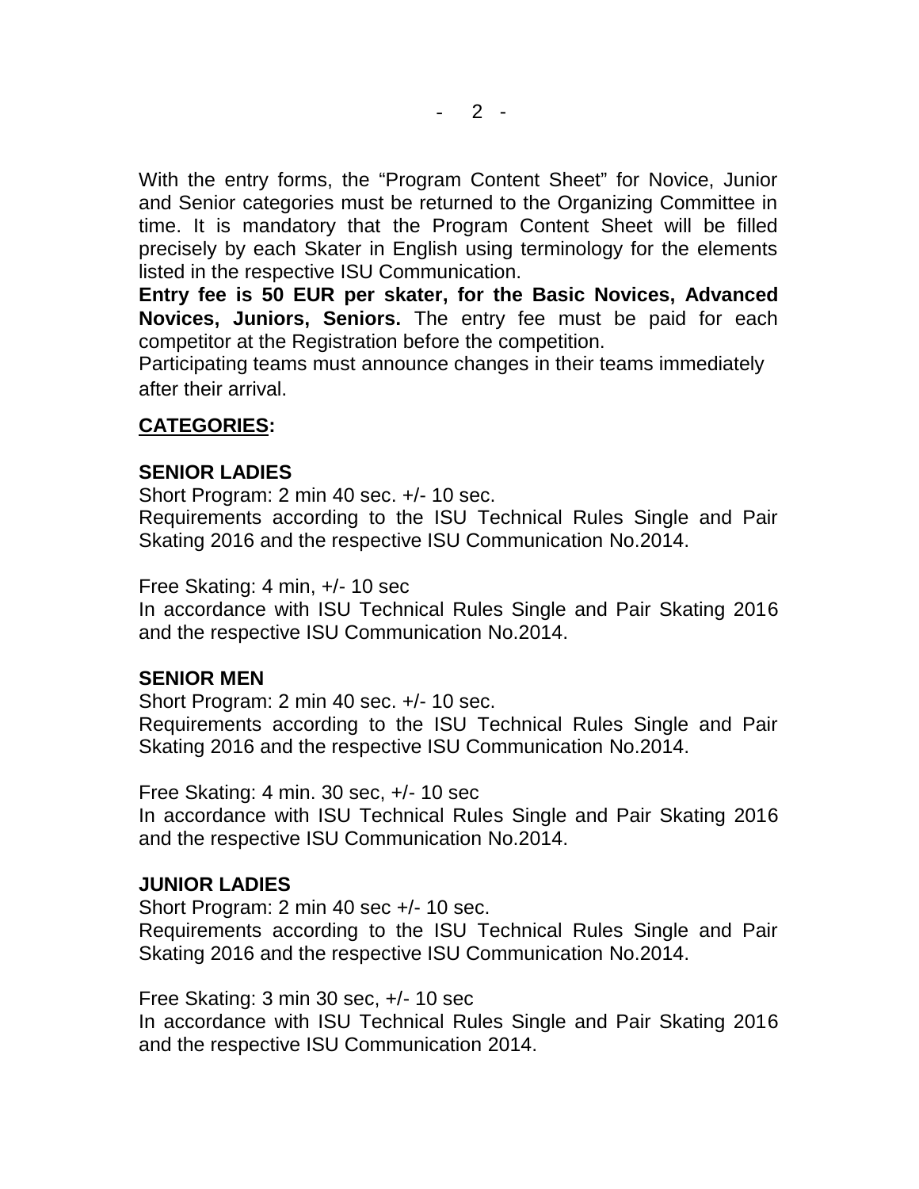With the entry forms, the "Program Content Sheet" for Novice, Junior and Senior categories must be returned to the Organizing Committee in time. It is mandatory that the Program Content Sheet will be filled precisely by each Skater in English using terminology for the elements listed in the respective ISU Communication.

**Entry fee is 50 EUR per skater, for the Basic Novices, Advanced Novices, Juniors, Seniors.** The entry fee must be paid for each competitor at the Registration before the competition.

Participating teams must announce changes in their teams immediately after their arrival.

## CATEGORIES:

### SENIOR LADIES

Short Program: 2 min 40 sec. +/- 10 sec.

Requirements according to the ISU Technical Rules Single and Pair Skating 2016 and the respective ISU Communication No.2014.

Free Skating: 4 min, +/- 10 sec

In accordance with ISU Technical Rules Single and Pair Skating 2016 and the respective ISU Communication No.2014.

### SENIOR MEN

Short Program: 2 min 40 sec. +/- 10 sec.

Requirements according to the ISU Technical Rules Single and Pair Skating 2016 and the respective ISU Communication No.2014.

Free Skating: 4 min. 30 sec, +/- 10 sec

In accordance with ISU Technical Rules Single and Pair Skating 2016 and the respective ISU Communication No.2014.

### JUNIOR LADIES

Short Program: 2 min 40 sec +/- 10 sec.

Requirements according to the ISU Technical Rules Single and Pair Skating 2016 and the respective ISU Communication No.2014.

Free Skating: 3 min 30 sec, +/- 10 sec

In accordance with ISU Technical Rules Single and Pair Skating 2016 and the respective ISU Communication 2014.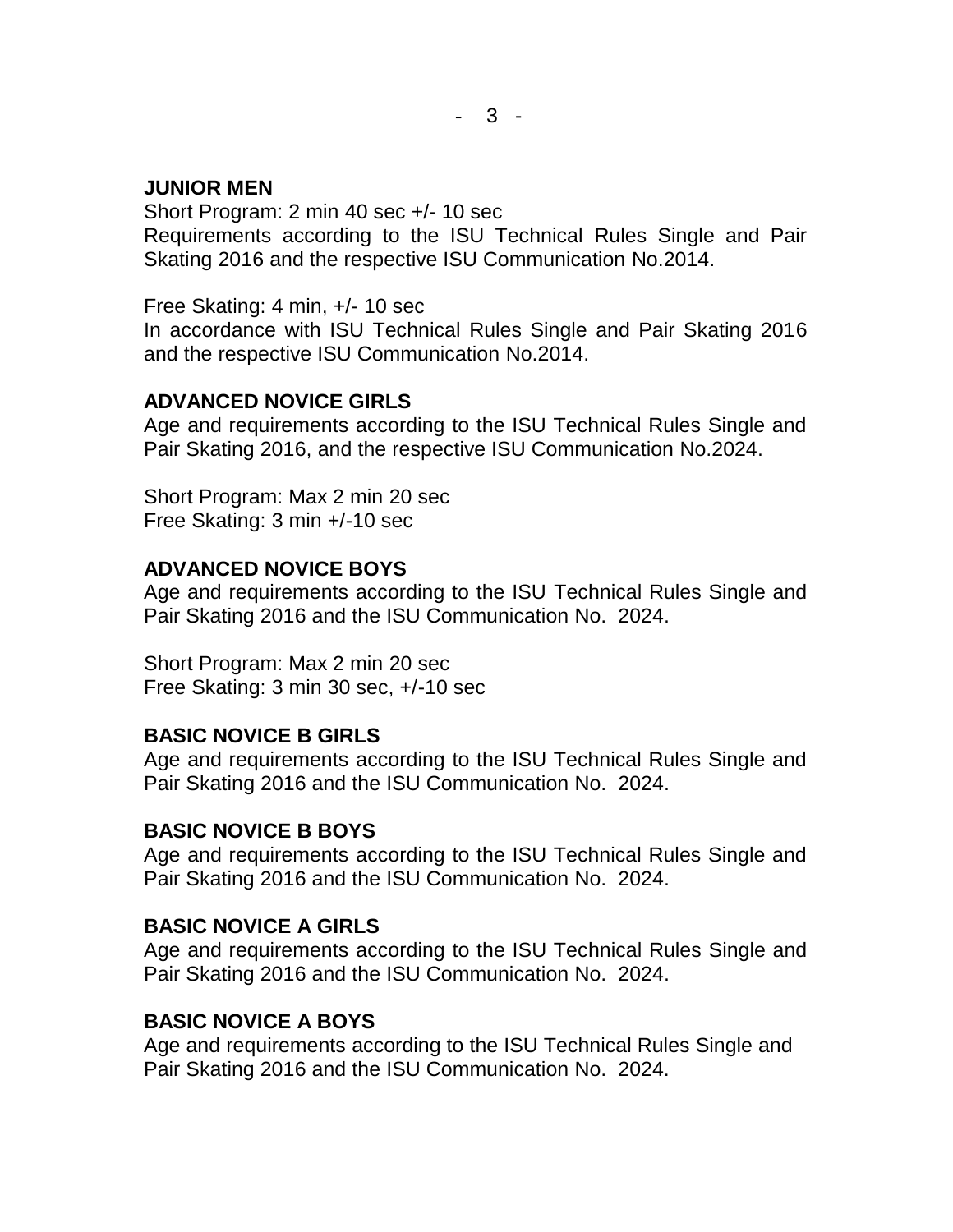**JUNIOR MEN**

Short Program: 2 min 40 sec +/- 10 sec
Requirements according to the ISU Technical Rules Single and Pair Skating 2016 and the respective ISU Communication No.2014.

Free Skating: 4 min, +/- 10 sec
In accordance with ISU Technical Rules Single and Pair Skating 2016 and the respective ISU Communication No.2014.

**ADVANCED NOVICE GIRLS**

Age and requirements according to the ISU Technical Rules Single and Pair Skating 2016, and the respective ISU Communication No.2024.

Short Program: Max 2 min 20 sec
Free Skating: 3 min +/-10 sec

**ADVANCED NOVICE BOYS**

Age and requirements according to the ISU Technical Rules Single and Pair Skating 2016 and the ISU Communication No. 2024.

Short Program: Max 2 min 20 sec
Free Skating: 3 min 30 sec, +/-10 sec

**BASIC NOVICE B GIRLS**

Age and requirements according to the ISU Technical Rules Single and Pair Skating 2016 and the ISU Communication No. 2024.

**BASIC NOVICE B BOYS**

Age and requirements according to the ISU Technical Rules Single and Pair Skating 2016 and the ISU Communication No. 2024.

**BASIC NOVICE A GIRLS**

Age and requirements according to the ISU Technical Rules Single and Pair Skating 2016 and the ISU Communication No. 2024.

**BASIC NOVICE A BOYS**

Age and requirements according to the ISU Technical Rules Single and Pair Skating 2016 and the ISU Communication No. 2024.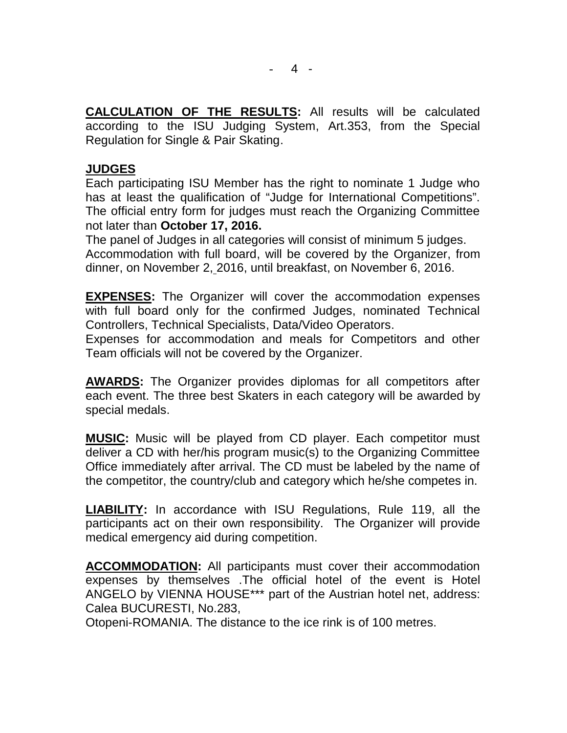**CALCULATION OF THE RESULTS:** All results will be calculated according to the ISU Judging System, Art.353, from the Special Regulation for Single & Pair Skating.

**JUDGES**

Each participating ISU Member has the right to nominate 1 Judge who has at least the qualification of "Judge for International Competitions". The official entry form for judges must reach the Organizing Committee not later than **October 17, 2016.**

The panel of Judges in all categories will consist of minimum 5 judges.

Accommodation with full board, will be covered by the Organizer, from dinner, on November 2, 2016, until breakfast, on November 6, 2016.

**EXPENSES:** The Organizer will cover the accommodation expenses with full board only for the confirmed Judges, nominated Technical Controllers, Technical Specialists, Data/Video Operators.

Expenses for accommodation and meals for Competitors and other Team officials will not be covered by the Organizer.

**AWARDS:** The Organizer provides diplomas for all competitors after each event. The three best Skaters in each category will be awarded by special medals.

**MUSIC:** Music will be played from CD player. Each competitor must deliver a CD with her/his program music(s) to the Organizing Committee Office immediately after arrival. The CD must be labeled by the name of the competitor, the country/club and category which he/she competes in.

**LIABILITY:** In accordance with ISU Regulations, Rule 119, all the participants act on their own responsibility. The Organizer will provide medical emergency aid during competition.

**ACCOMMODATION:** All participants must cover their accommodation expenses by themselves .The official hotel of the event is Hotel ANGELO by VIENNA HOUSE*** part of the Austrian hotel net, address: Calea BUCURESTI, No.283,

Otopeni-ROMANIA. The distance to the ice rink is of 100 metres.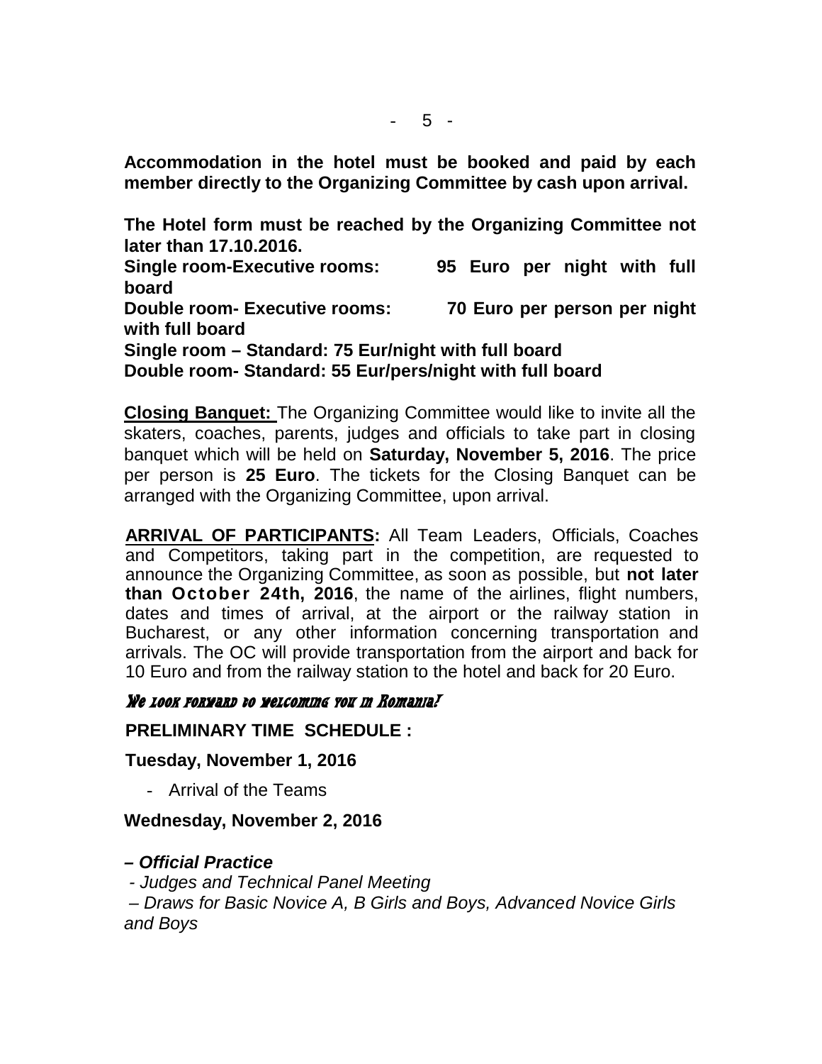**Accommodation in the hotel must be booked and paid by each member directly to the Organizing Committee by cash upon arrival.**

**The Hotel form must be reached by the Organizing Committee not later than 17.10.2016.**
**Single room-Executive rooms: 95 Euro per night with full board**
**Double room- Executive rooms: 70 Euro per person per night with full board**
**Single room – Standard: 75 Eur/night with full board**
**Double room- Standard: 55 Eur/pers/night with full board**

**Closing Banquet:** The Organizing Committee would like to invite all the skaters, coaches, parents, judges and officials to take part in closing banquet which will be held on **Saturday, November 5, 2016**. The price per person is **25 Euro**. The tickets for the Closing Banquet can be arranged with the Organizing Committee, upon arrival.

**ARRIVAL OF PARTICIPANTS:** All Team Leaders, Officials, Coaches and Competitors, taking part in the competition, are requested to announce the Organizing Committee, as soon as possible, but **not later than October 24th, 2016**, the name of the airlines, flight numbers, dates and times of arrival, at the airport or the railway station in Bucharest, or any other information concerning transportation and arrivals. The OC will provide transportation from the airport and back for 10 Euro and from the railway station to the hotel and back for 20 Euro.

*We look forward to welcoming you in Romania!*

**PRELIMINARY TIME SCHEDULE :**

**Tuesday, November 1, 2016**

- Arrival of the Teams

**Wednesday, November 2, 2016**

***– Official Practice***

*- Judges and Technical Panel Meeting*

*– Draws for Basic Novice A, B Girls and Boys, Advanced Novice Girls and Boys*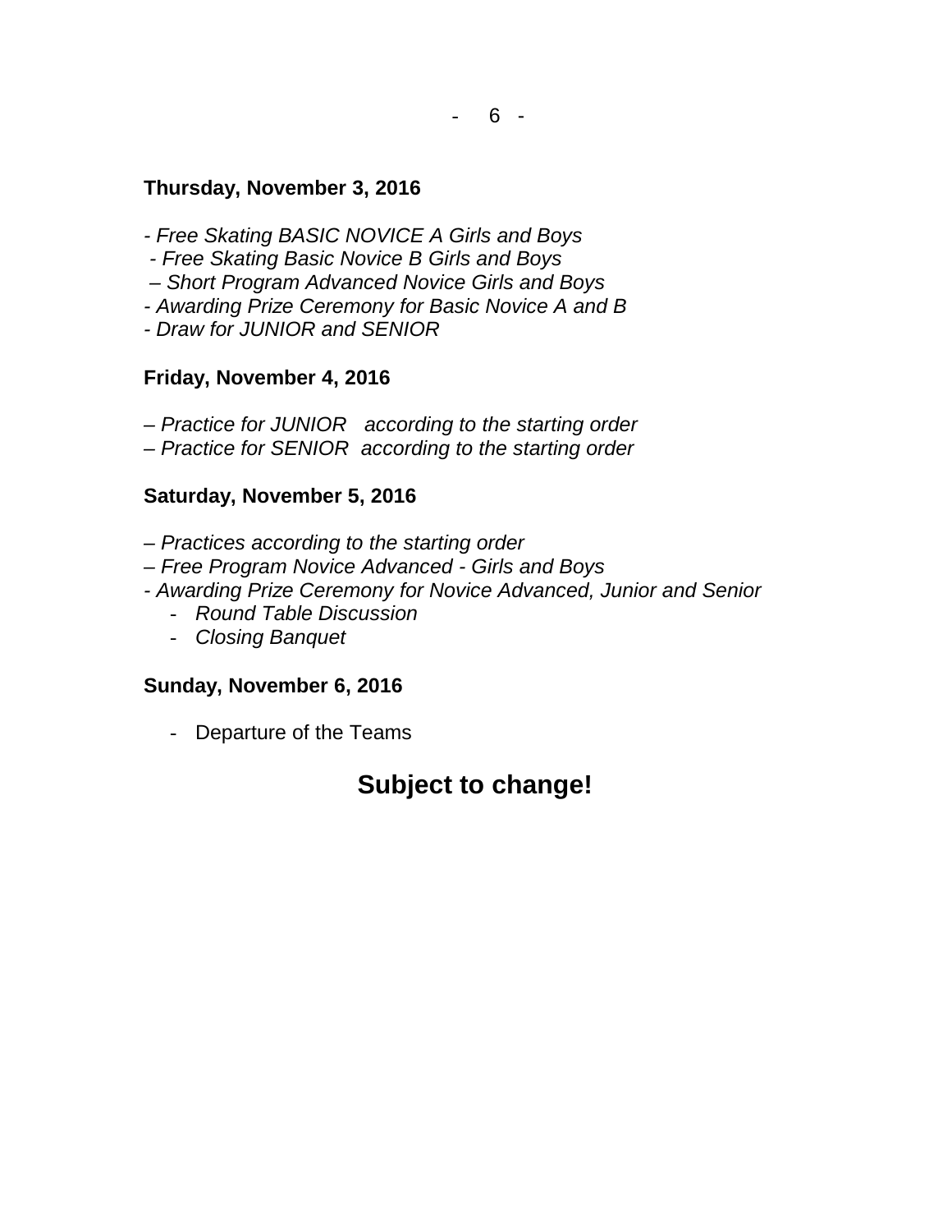**Thursday, November 3, 2016**

*- Free Skating BASIC NOVICE A Girls and Boys*
*- Free Skating Basic Novice B Girls and Boys*
*– Short Program Advanced Novice Girls and Boys*
*- Awarding Prize Ceremony for Basic Novice A and B*
*- Draw for JUNIOR and SENIOR*

**Friday, November 4, 2016**

*– Practice for JUNIOR according to the starting order*
*– Practice for SENIOR according to the starting order*

**Saturday, November 5, 2016**

*– Practices according to the starting order*
*– Free Program Novice Advanced - Girls and Boys*
*- Awarding Prize Ceremony for Novice Advanced, Junior and Senior*

- *Round Table Discussion*
- *Closing Banquet*

**Sunday, November 6, 2016**

- Departure of the Teams

## Subject to change!